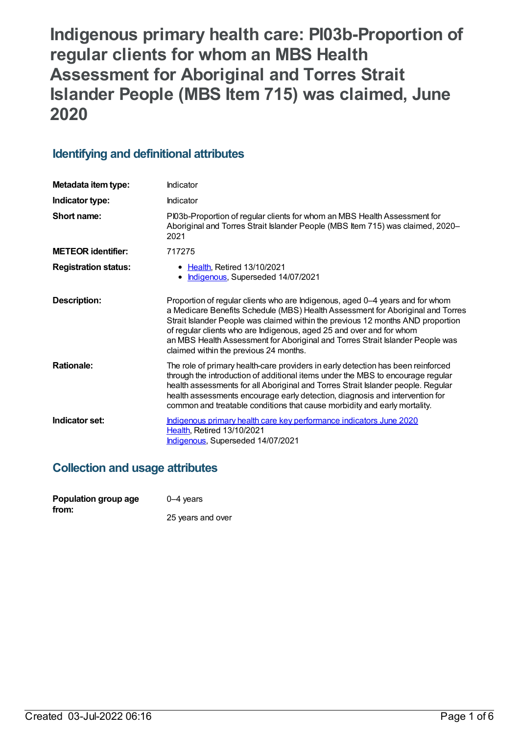# Indigenous primary health care: PI03b-Proportion of regular clients for whom an MBS Health Assessment for Aboriginal and Torres Strait Islander People (MBS Item 715) was claimed, June 2020

## Identifying and definitional attributes

| | |
|---|---|
| **Metadata item type:** | Indicator |
| **Indicator type:** | Indicator |
| **Short name:** | PI03b-Proportion of regular clients for whom an MBS Health Assessment for Aboriginal and Torres Strait Islander People (MBS Item 715) was claimed, 2020–2021 |
| **METEOR identifier:** | 717275 |
| **Registration status:** | • Health, Retired 13/10/2021<br>• Indigenous, Superseded 14/07/2021 |
| **Description:** | Proportion of regular clients who are Indigenous, aged 0–4 years and for whom a Medicare Benefits Schedule (MBS) Health Assessment for Aboriginal and Torres Strait Islander People was claimed within the previous 12 months AND proportion of regular clients who are Indigenous, aged 25 and over and for whom an MBS Health Assessment for Aboriginal and Torres Strait Islander People was claimed within the previous 24 months. |
| **Rationale:** | The role of primary health-care providers in early detection has been reinforced through the introduction of additional items under the MBS to encourage regular health assessments for all Aboriginal and Torres Strait Islander people. Regular health assessments encourage early detection, diagnosis and intervention for common and treatable conditions that cause morbidity and early mortality. |
| **Indicator set:** | Indigenous primary health care key performance indicators June 2020<br>Health, Retired 13/10/2021<br>Indigenous, Superseded 14/07/2021 |

## Collection and usage attributes

| | |
|---|---|
| **Population group age from:** | 0–4 years<br><br>25 years and over |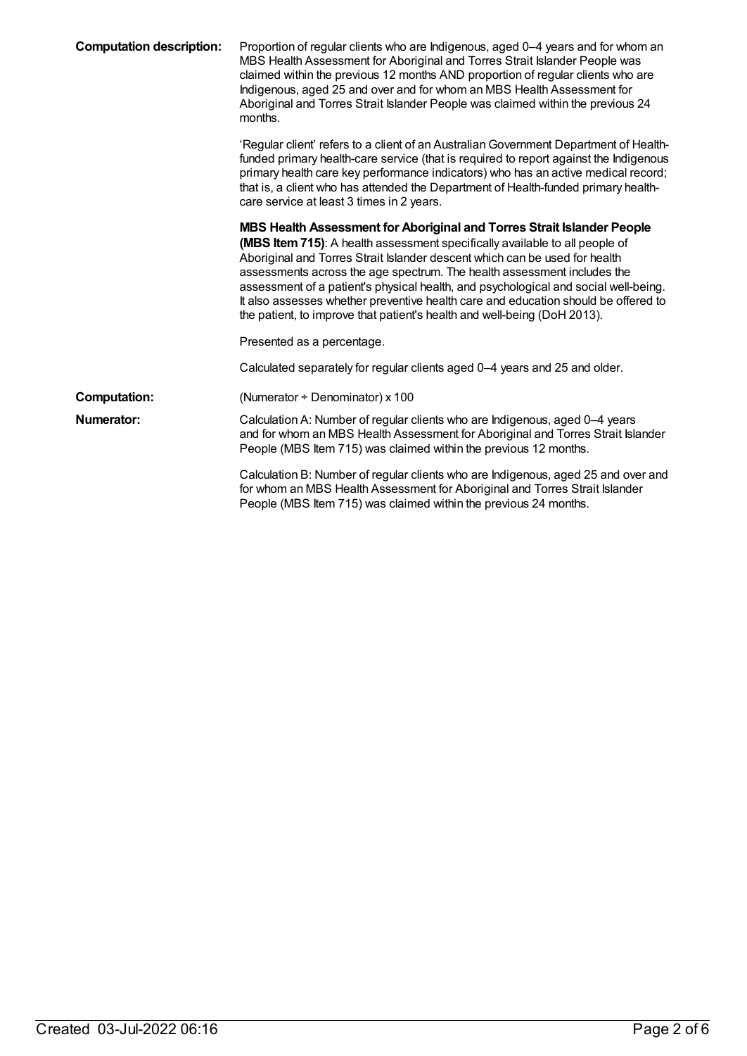**Computation description:** Proportion of regular clients who are Indigenous, aged 0–4 years and for whom an MBS Health Assessment for Aboriginal and Torres Strait Islander People was claimed within the previous 12 months AND proportion of regular clients who are Indigenous, aged 25 and over and for whom an MBS Health Assessment for Aboriginal and Torres Strait Islander People was claimed within the previous 24 months.

'Regular client' refers to a client of an Australian Government Department of Health-funded primary health-care service (that is required to report against the Indigenous primary health care key performance indicators) who has an active medical record; that is, a client who has attended the Department of Health-funded primary health-care service at least 3 times in 2 years.

**MBS Health Assessment for Aboriginal and Torres Strait Islander People (MBS Item 715)**: A health assessment specifically available to all people of Aboriginal and Torres Strait Islander descent which can be used for health assessments across the age spectrum. The health assessment includes the assessment of a patient's physical health, and psychological and social well-being. It also assesses whether preventive health care and education should be offered to the patient, to improve that patient's health and well-being (DoH 2013).

Presented as a percentage.

Calculated separately for regular clients aged 0–4 years and 25 and older.

**Computation:** (Numerator ÷ Denominator) x 100

**Numerator:** Calculation A: Number of regular clients who are Indigenous, aged 0–4 years and for whom an MBS Health Assessment for Aboriginal and Torres Strait Islander People (MBS Item 715) was claimed within the previous 12 months.

Calculation B: Number of regular clients who are Indigenous, aged 25 and over and for whom an MBS Health Assessment for Aboriginal and Torres Strait Islander People (MBS Item 715) was claimed within the previous 24 months.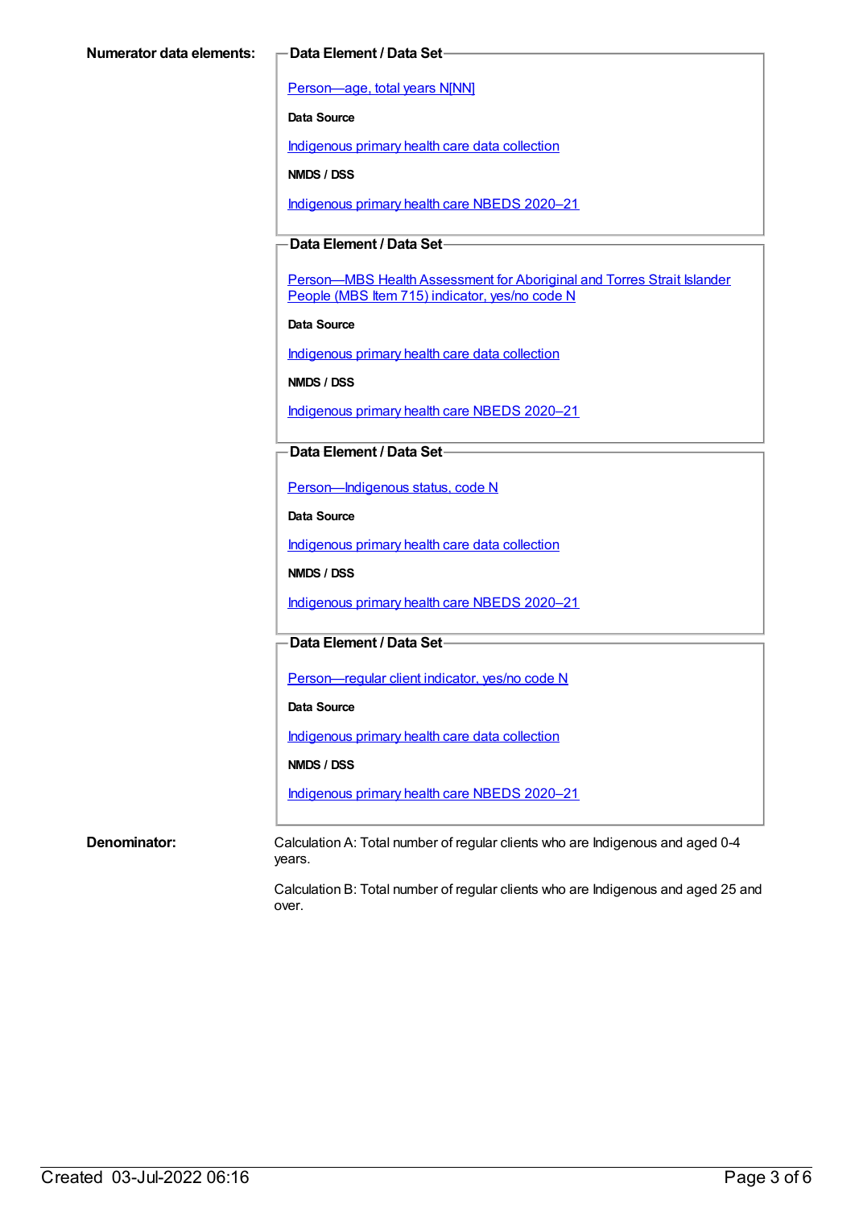**Numerator data elements:**

**Data Element / Data Set**

Person—age, total years N[NN]

**Data Source**

Indigenous primary health care data collection

**NMDS / DSS**

Indigenous primary health care NBEDS 2020–21

**Data Element / Data Set**

Person—MBS Health Assessment for Aboriginal and Torres Strait Islander People (MBS Item 715) indicator, yes/no code N

**Data Source**

Indigenous primary health care data collection

**NMDS / DSS**

Indigenous primary health care NBEDS 2020–21

**Data Element / Data Set**

Person—Indigenous status, code N

**Data Source**

Indigenous primary health care data collection

**NMDS / DSS**

Indigenous primary health care NBEDS 2020–21

**Data Element / Data Set**

Person—regular client indicator, yes/no code N

**Data Source**

Indigenous primary health care data collection

**NMDS / DSS**

Indigenous primary health care NBEDS 2020–21

**Denominator:**

Calculation A: Total number of regular clients who are Indigenous and aged 0-4 years.

Calculation B: Total number of regular clients who are Indigenous and aged 25 and over.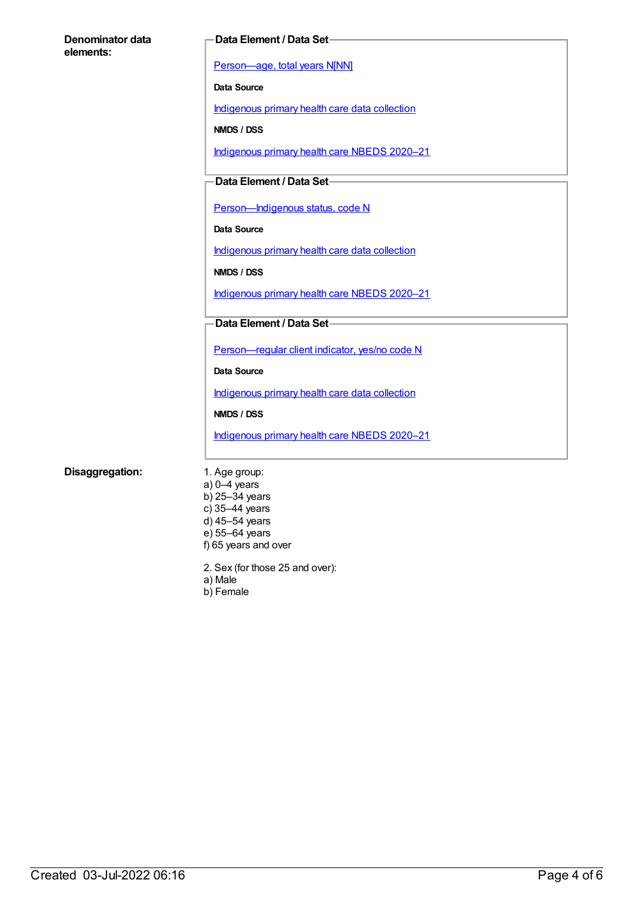**Denominator data elements:**

**Data Element / Data Set**

Person—age, total years N[NN]

**Data Source**

Indigenous primary health care data collection

**NMDS / DSS**

Indigenous primary health care NBEDS 2020–21

**Data Element / Data Set**

Person—Indigenous status, code N

**Data Source**

Indigenous primary health care data collection

**NMDS / DSS**

Indigenous primary health care NBEDS 2020–21

**Data Element / Data Set**

Person—regular client indicator, yes/no code N

**Data Source**

Indigenous primary health care data collection

**NMDS / DSS**

Indigenous primary health care NBEDS 2020–21

**Disaggregation:**

1. Age group:
a) 0–4 years
b) 25–34 years
c) 35–44 years
d) 45–54 years
e) 55–64 years
f) 65 years and over

2. Sex (for those 25 and over):
a) Male
b) Female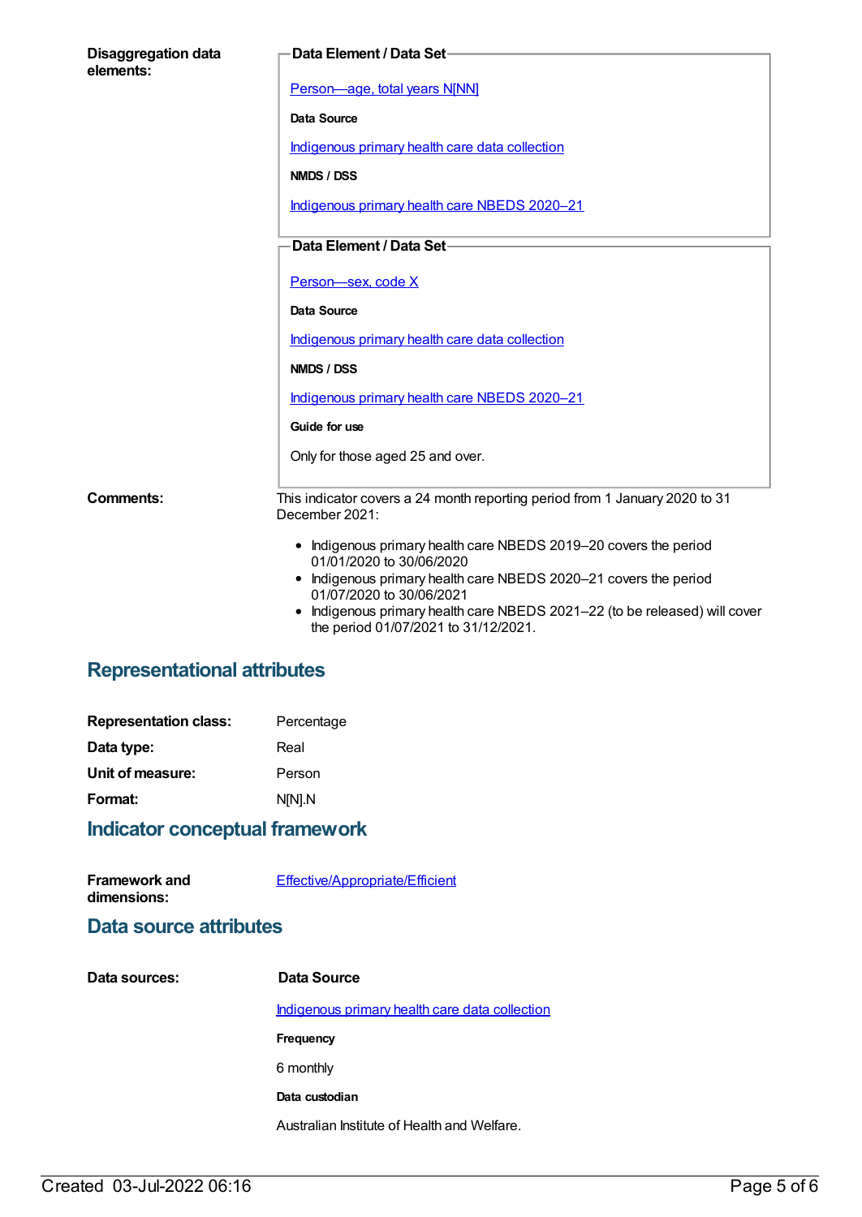**Disaggregation data elements:**

**Data Element / Data Set**

Person—age, total years N[NN]

**Data Source**

Indigenous primary health care data collection

**NMDS / DSS**

Indigenous primary health care NBEDS 2020–21

**Data Element / Data Set**

Person—sex, code X

**Data Source**

Indigenous primary health care data collection

**NMDS / DSS**

Indigenous primary health care NBEDS 2020–21

**Guide for use**

Only for those aged 25 and over.

**Comments:**

This indicator covers a 24 month reporting period from 1 January 2020 to 31 December 2021:

- Indigenous primary health care NBEDS 2019–20 covers the period 01/01/2020 to 30/06/2020
- Indigenous primary health care NBEDS 2020–21 covers the period 01/07/2020 to 30/06/2021
- Indigenous primary health care NBEDS 2021–22 (to be released) will cover the period 01/07/2021 to 31/12/2021.

## Representational attributes

**Representation class:** Percentage

**Data type:** Real

**Unit of measure:** Person

**Format:** N[N].N

## Indicator conceptual framework

**Framework and dimensions:** Effective/Appropriate/Efficient

## Data source attributes

**Data sources:**

**Data Source**

Indigenous primary health care data collection

**Frequency**

6 monthly

**Data custodian**

Australian Institute of Health and Welfare.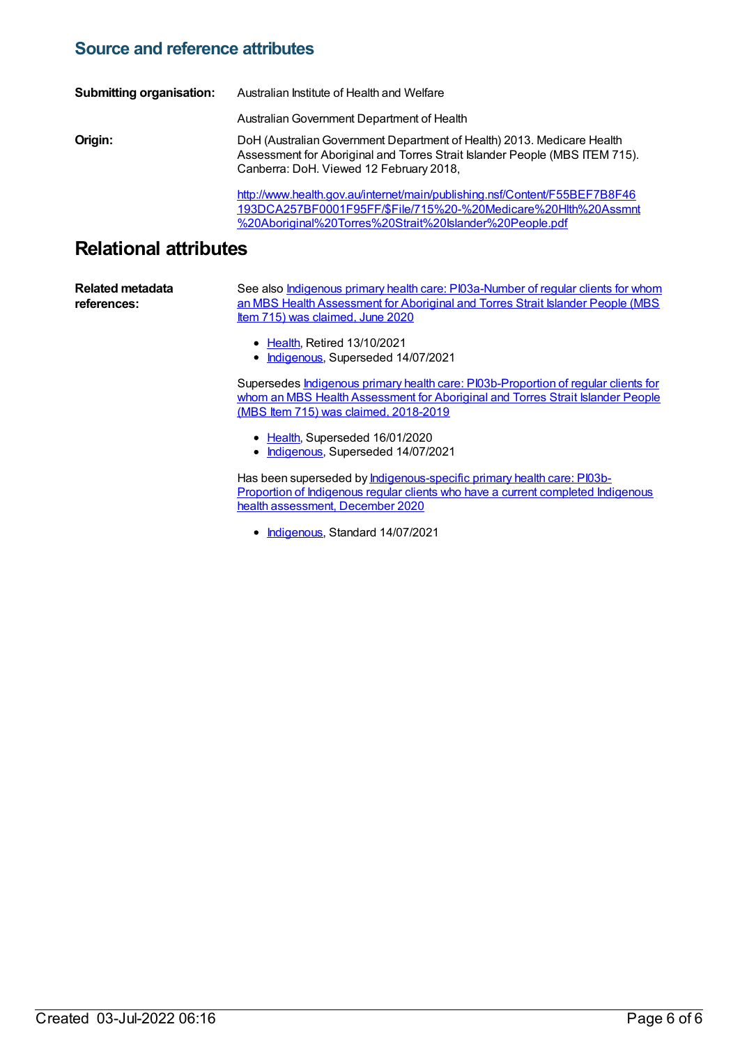## Source and reference attributes

**Submitting organisation:** Australian Institute of Health and Welfare

Australian Government Department of Health

**Origin:** DoH (Australian Government Department of Health) 2013. Medicare Health Assessment for Aboriginal and Torres Strait Islander People (MBS ITEM 715). Canberra: DoH. Viewed 12 February 2018,

http://www.health.gov.au/internet/main/publishing.nsf/Content/F55BEF7B8F46193DCA257BF0001F95FF/$File/715%20-%20Medicare%20Hlth%20Assmnt%20Aboriginal%20Torres%20Strait%20Islander%20People.pdf

# Relational attributes

**Related metadata references:**

See also Indigenous primary health care: PI03a-Number of regular clients for whom an MBS Health Assessment for Aboriginal and Torres Strait Islander People (MBS Item 715) was claimed, June 2020

- Health, Retired 13/10/2021
- Indigenous, Superseded 14/07/2021

Supersedes Indigenous primary health care: PI03b-Proportion of regular clients for whom an MBS Health Assessment for Aboriginal and Torres Strait Islander People (MBS Item 715) was claimed, 2018-2019

- Health, Superseded 16/01/2020
- Indigenous, Superseded 14/07/2021

Has been superseded by Indigenous-specific primary health care: PI03b-Proportion of Indigenous regular clients who have a current completed Indigenous health assessment, December 2020

- Indigenous, Standard 14/07/2021